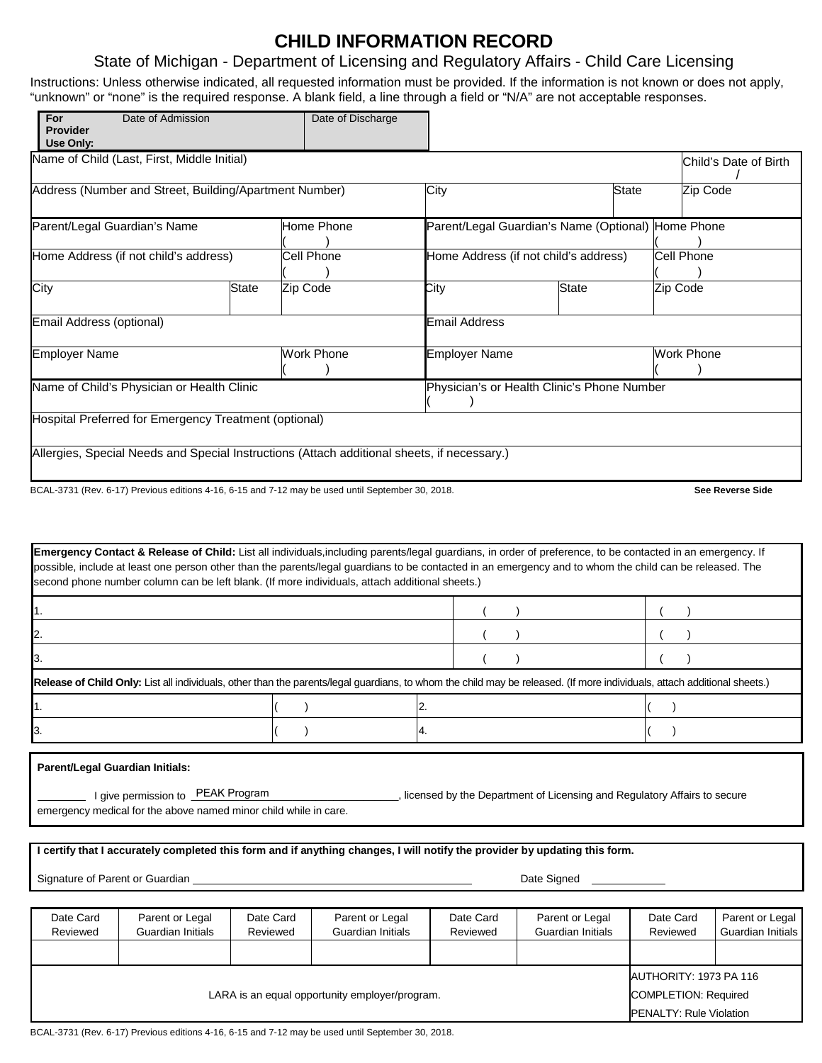# CHILD INFORMATION RECORD

## State of Michigan - Department of Licensing and Regulatory Affairs - Child Care Licensing

Instructions: Unless otherwise indicated, all requested information must be provided. If the information is not known or does not apply, "unknown" or "none" is the required response. A blank field, a line through a field or "N/A" are not acceptable responses.

| For Provider Use Only: | Date of Admission | Date of Discharge |
|---|---|---|
| | | |

| Name of Child (Last, First, Middle Initial) | | | | | Child's Date of Birth / |
|---|---|---|---|---|---|
| Address (Number and Street, Building/Apartment Number) | | | City | State | Zip Code |

| Parent/Legal Guardian's Name | | Home Phone ( ) | Parent/Legal Guardian's Name (Optional) | | Home Phone ( ) |
|---|---|---|---|---|---|
| Home Address (if not child's address) | | Cell Phone ( ) | Home Address (if not child's address) | | Cell Phone ( ) |
| City | State | Zip Code | City | State | Zip Code |
| Email Address (optional) | | | Email Address | | |
| Employer Name | | Work Phone ( ) | Employer Name | | Work Phone ( ) |

| Name of Child's Physician or Health Clinic | Physician's or Health Clinic's Phone Number ( ) |
|---|---|
| Hospital Preferred for Emergency Treatment (optional) | |
| Allergies, Special Needs and Special Instructions (Attach additional sheets, if necessary.) | |

BCAL-3731 (Rev. 6-17) Previous editions 4-16, 6-15 and 7-12 may be used until September 30, 2018. **See Reverse Side**

**Emergency Contact & Release of Child:** List all individuals, including parents/legal guardians, in order of preference, to be contacted in an emergency. If possible, include at least one person other than the parents/legal guardians to be contacted in an emergency and to whom the child can be released. The second phone number column can be left blank. (If more individuals, attach additional sheets.)

| | | |
|---|---|---|
| 1. | ( ) | ( ) |
| 2. | ( ) | ( ) |
| 3. | ( ) | ( ) |

**Release of Child Only:** List all individuals, other than the parents/legal guardians, to whom the child may be released. (If more individuals, attach additional sheets.)

| | | | |
|---|---|---|---|
| 1. | ( ) | 2. | ( ) |
| 3. | ( ) | 4. | ( ) |

**Parent/Legal Guardian Initials:**

________ I give permission to PEAK Program ________, licensed by the Department of Licensing and Regulatory Affairs to secure emergency medical for the above named minor child while in care.

**I certify that I accurately completed this form and if anything changes, I will notify the provider by updating this form.**

Signature of Parent or Guardian ______________________ Date Signed ____________

| Date Card Reviewed | Parent or Legal Guardian Initials | Date Card Reviewed | Parent or Legal Guardian Initials | Date Card Reviewed | Parent or Legal Guardian Initials | Date Card Reviewed | Parent or Legal Guardian Initials |
|---|---|---|---|---|---|---|---|
| | | | | | | | |

LARA is an equal opportunity employer/program.

AUTHORITY: 1973 PA 116
COMPLETION: Required
PENALTY: Rule Violation

BCAL-3731 (Rev. 6-17) Previous editions 4-16, 6-15 and 7-12 may be used until September 30, 2018.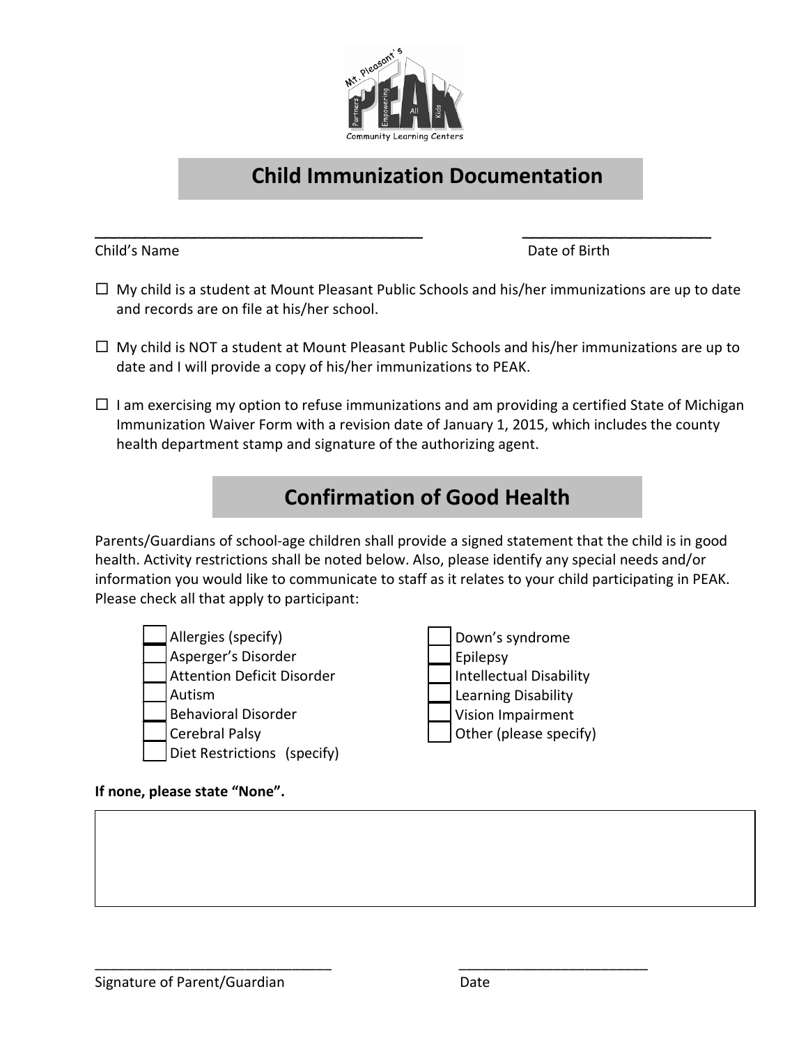## Child Immunization Documentation

\_\_\_\_\_\_\_\_\_\_\_\_\_\_\_\_\_\_\_\_\_\_\_\_\_\_\_\_\_\_\_\_\_\_\_\_\_\_\_\_ &nbsp;&nbsp;&nbsp;&nbsp; \_\_\_\_\_\_\_\_\_\_\_\_\_\_\_\_\_\_\_\_\_\_\_

Child's Name &nbsp;&nbsp;&nbsp;&nbsp; Date of Birth

- ☐ My child is a student at Mount Pleasant Public Schools and his/her immunizations are up to date and records are on file at his/her school.
- ☐ My child is NOT a student at Mount Pleasant Public Schools and his/her immunizations are up to date and I will provide a copy of his/her immunizations to PEAK.
- ☐ I am exercising my option to refuse immunizations and am providing a certified State of Michigan Immunization Waiver Form with a revision date of January 1, 2015, which includes the county health department stamp and signature of the authorizing agent.

## Confirmation of Good Health

Parents/Guardians of school-age children shall provide a signed statement that the child is in good health. Activity restrictions shall be noted below. Also, please identify any special needs and/or information you would like to communicate to staff as it relates to your child participating in PEAK. Please check all that apply to participant:

- ☐ Allergies (specify)
- ☐ Asperger's Disorder
- ☐ Attention Deficit Disorder
- ☐ Autism
- ☐ Behavioral Disorder
- ☐ Cerebral Palsy
- ☐ Diet Restrictions (specify)
- ☐ Down's syndrome
- ☐ Epilepsy
- ☐ Intellectual Disability
- ☐ Learning Disability
- ☐ Vision Impairment
- ☐ Other (please specify)

**If none, please state "None".**

| |
|---|
| |

\_\_\_\_\_\_\_\_\_\_\_\_\_\_\_\_\_\_\_\_\_\_\_\_\_\_\_\_\_\_ &nbsp;&nbsp;&nbsp;&nbsp; \_\_\_\_\_\_\_\_\_\_\_\_\_\_\_\_\_\_\_\_\_\_\_\_\_

Signature of Parent/Guardian &nbsp;&nbsp;&nbsp;&nbsp; Date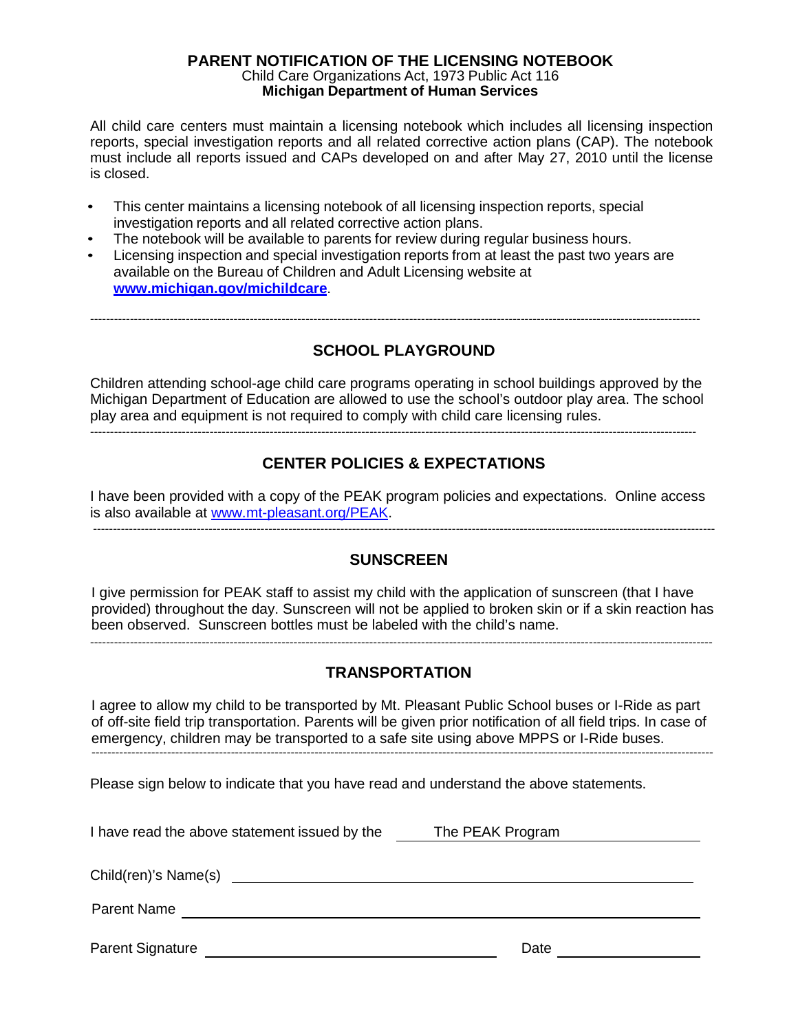# PARENT NOTIFICATION OF THE LICENSING NOTEBOOK

Child Care Organizations Act, 1973 Public Act 116

**Michigan Department of Human Services**

All child care centers must maintain a licensing notebook which includes all licensing inspection reports, special investigation reports and all related corrective action plans (CAP). The notebook must include all reports issued and CAPs developed on and after May 27, 2010 until the license is closed.

- This center maintains a licensing notebook of all licensing inspection reports, special investigation reports and all related corrective action plans.
- The notebook will be available to parents for review during regular business hours.
- Licensing inspection and special investigation reports from at least the past two years are available on the Bureau of Children and Adult Licensing website at **www.michigan.gov/michildcare**.

---

## SCHOOL PLAYGROUND

Children attending school-age child care programs operating in school buildings approved by the Michigan Department of Education are allowed to use the school's outdoor play area. The school play area and equipment is not required to comply with child care licensing rules.

---

## CENTER POLICIES & EXPECTATIONS

I have been provided with a copy of the PEAK program policies and expectations. Online access is also available at www.mt-pleasant.org/PEAK.

---

## SUNSCREEN

I give permission for PEAK staff to assist my child with the application of sunscreen (that I have provided) throughout the day. Sunscreen will not be applied to broken skin or if a skin reaction has been observed. Sunscreen bottles must be labeled with the child's name.

---

## TRANSPORTATION

I agree to allow my child to be transported by Mt. Pleasant Public School buses or I-Ride as part of off-site field trip transportation. Parents will be given prior notification of all field trips. In case of emergency, children may be transported to a safe site using above MPPS or I-Ride buses.

---

Please sign below to indicate that you have read and understand the above statements.

I have read the above statement issued by the ____The PEAK Program____

Child(ren)'s Name(s) ______________________________

Parent Name ______________________________

Parent Signature ______________________________ Date ______________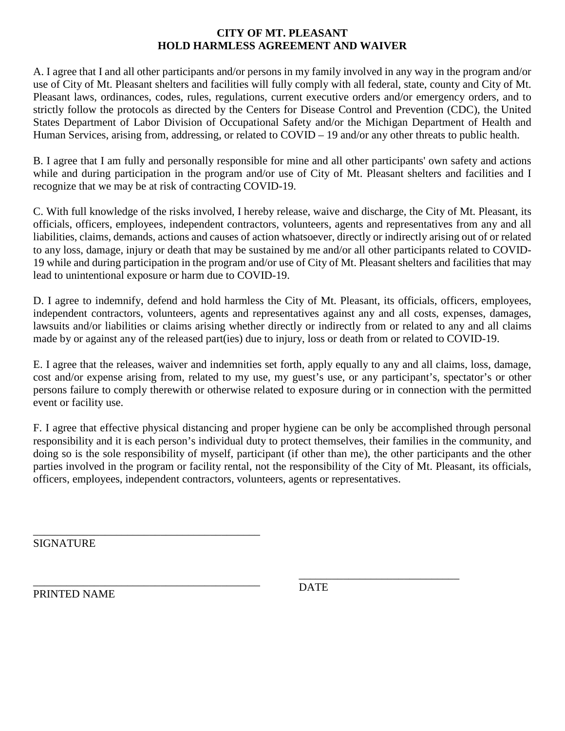# CITY OF MT. PLEASANT
# HOLD HARMLESS AGREEMENT AND WAIVER

A. I agree that I and all other participants and/or persons in my family involved in any way in the program and/or use of City of Mt. Pleasant shelters and facilities will fully comply with all federal, state, county and City of Mt. Pleasant laws, ordinances, codes, rules, regulations, current executive orders and/or emergency orders, and to strictly follow the protocols as directed by the Centers for Disease Control and Prevention (CDC), the United States Department of Labor Division of Occupational Safety and/or the Michigan Department of Health and Human Services, arising from, addressing, or related to COVID – 19 and/or any other threats to public health.

B. I agree that I am fully and personally responsible for mine and all other participants' own safety and actions while and during participation in the program and/or use of City of Mt. Pleasant shelters and facilities and I recognize that we may be at risk of contracting COVID-19.

C. With full knowledge of the risks involved, I hereby release, waive and discharge, the City of Mt. Pleasant, its officials, officers, employees, independent contractors, volunteers, agents and representatives from any and all liabilities, claims, demands, actions and causes of action whatsoever, directly or indirectly arising out of or related to any loss, damage, injury or death that may be sustained by me and/or all other participants related to COVID-19 while and during participation in the program and/or use of City of Mt. Pleasant shelters and facilities that may lead to unintentional exposure or harm due to COVID-19.

D. I agree to indemnify, defend and hold harmless the City of Mt. Pleasant, its officials, officers, employees, independent contractors, volunteers, agents and representatives against any and all costs, expenses, damages, lawsuits and/or liabilities or claims arising whether directly or indirectly from or related to any and all claims made by or against any of the released part(ies) due to injury, loss or death from or related to COVID-19.

E. I agree that the releases, waiver and indemnities set forth, apply equally to any and all claims, loss, damage, cost and/or expense arising from, related to my use, my guest's use, or any participant's, spectator's or other persons failure to comply therewith or otherwise related to exposure during or in connection with the permitted event or facility use.

F. I agree that effective physical distancing and proper hygiene can be only be accomplished through personal responsibility and it is each person's individual duty to protect themselves, their families in the community, and doing so is the sole responsibility of myself, participant (if other than me), the other participants and the other parties involved in the program or facility rental, not the responsibility of the City of Mt. Pleasant, its officials, officers, employees, independent contractors, volunteers, agents or representatives.

\_\_\_\_\_\_\_\_\_\_\_\_\_\_\_\_\_\_\_\_\_\_\_\_\_\_\_\_\_\_\_\_\_\_\_\_\_\_\_\_
SIGNATURE

\_\_\_\_\_\_\_\_\_\_\_\_\_\_\_\_\_\_\_\_\_\_\_\_\_\_\_\_\_\_\_\_\_\_\_\_\_\_\_\_
PRINTED NAME

\_\_\_\_\_\_\_\_\_\_\_\_\_\_\_\_\_\_\_\_\_\_\_\_\_\_\_\_\_\_
DATE